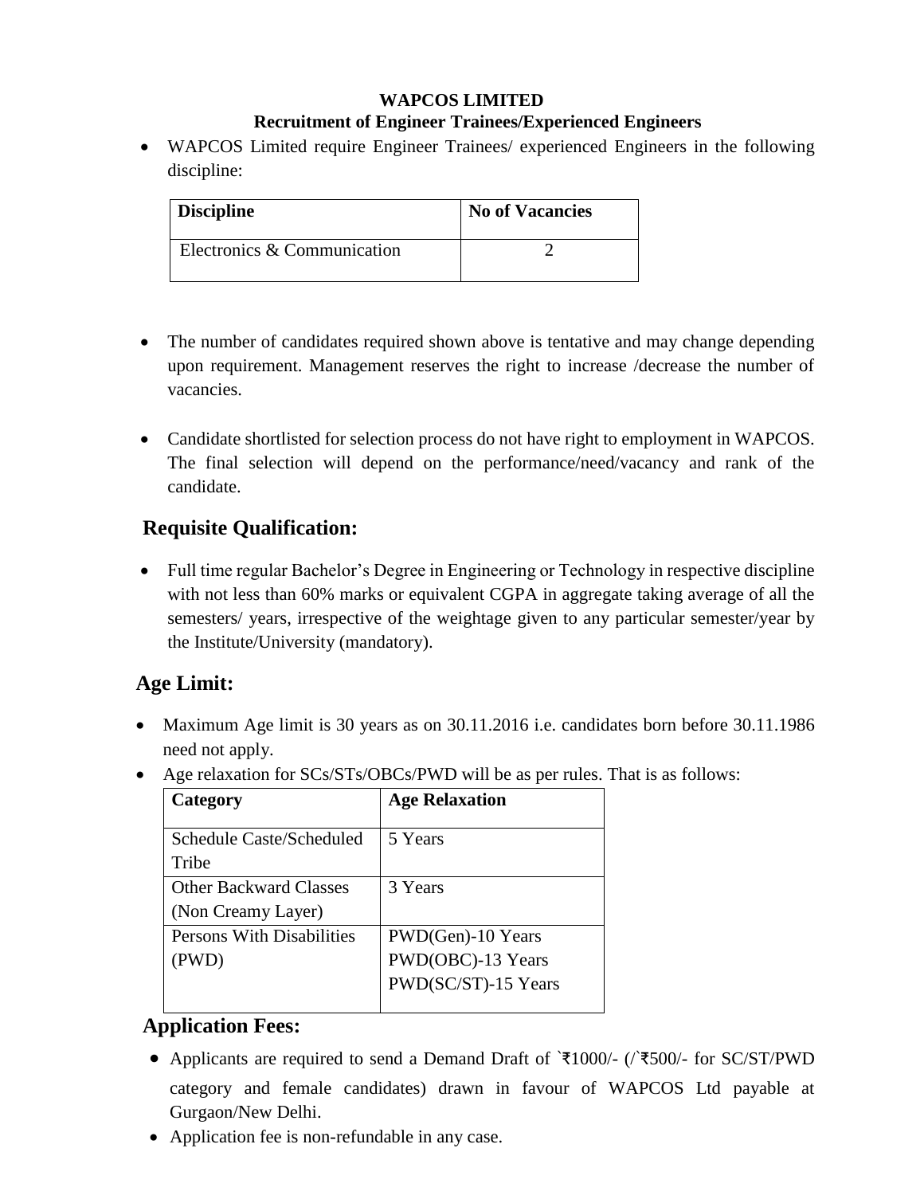**WAPCOS LIMITED**

**Recruitment of Engineer Trainees/Experienced Engineers**

- WAPCOS Limited require Engineer Trainees/ experienced Engineers in the following discipline:

| Discipline | No of Vacancies |
|---|---|
| Electronics & Communication | 2 |

- The number of candidates required shown above is tentative and may change depending upon requirement. Management reserves the right to increase /decrease the number of vacancies.

- Candidate shortlisted for selection process do not have right to employment in WAPCOS. The final selection will depend on the performance/need/vacancy and rank of the candidate.

## Requisite Qualification:

- Full time regular Bachelor's Degree in Engineering or Technology in respective discipline with not less than 60% marks or equivalent CGPA in aggregate taking average of all the semesters/ years, irrespective of the weightage given to any particular semester/year by the Institute/University (mandatory).

## Age Limit:

- Maximum Age limit is 30 years as on 30.11.2016 i.e. candidates born before 30.11.1986 need not apply.
- Age relaxation for SCs/STs/OBCs/PWD will be as per rules. That is as follows:

| Category | Age Relaxation |
|---|---|
| Schedule Caste/Scheduled Tribe | 5 Years |
| Other Backward Classes (Non Creamy Layer) | 3 Years |
| Persons With Disabilities (PWD) | PWD(Gen)-10 Years<br>PWD(OBC)-13 Years<br>PWD(SC/ST)-15 Years |

## Application Fees:

- Applicants are required to send a Demand Draft of `₹1000/- (/`₹500/- for SC/ST/PWD category and female candidates) drawn in favour of WAPCOS Ltd payable at Gurgaon/New Delhi.
- Application fee is non-refundable in any case.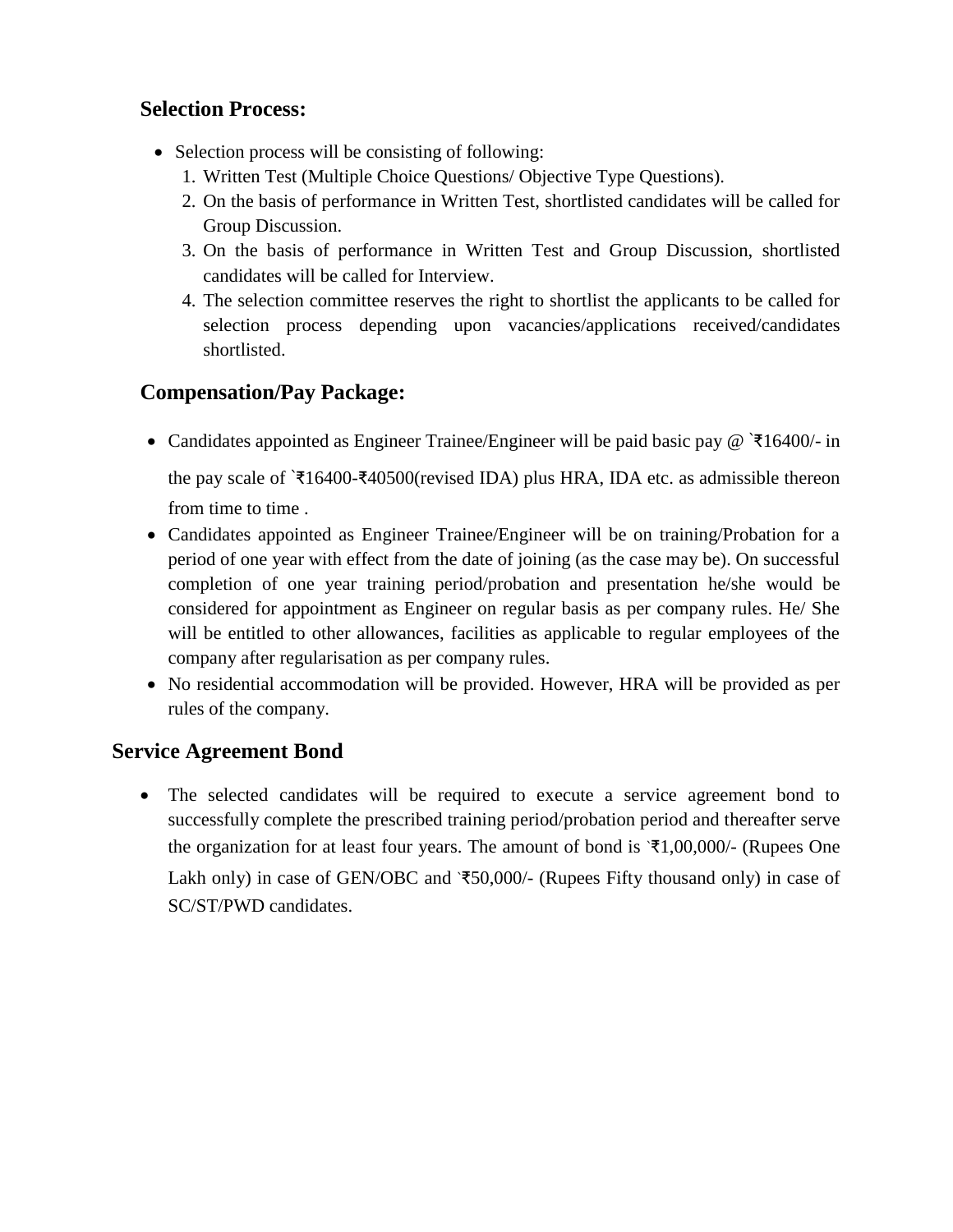## Selection Process:

- Selection process will be consisting of following:
  1. Written Test (Multiple Choice Questions/ Objective Type Questions).
  2. On the basis of performance in Written Test, shortlisted candidates will be called for Group Discussion.
  3. On the basis of performance in Written Test and Group Discussion, shortlisted candidates will be called for Interview.
  4. The selection committee reserves the right to shortlist the applicants to be called for selection process depending upon vacancies/applications received/candidates shortlisted.

## Compensation/Pay Package:

- Candidates appointed as Engineer Trainee/Engineer will be paid basic pay @ `₹16400/- in the pay scale of `₹16400-₹40500(revised IDA) plus HRA, IDA etc. as admissible thereon from time to time .
- Candidates appointed as Engineer Trainee/Engineer will be on training/Probation for a period of one year with effect from the date of joining (as the case may be). On successful completion of one year training period/probation and presentation he/she would be considered for appointment as Engineer on regular basis as per company rules. He/ She will be entitled to other allowances, facilities as applicable to regular employees of the company after regularisation as per company rules.
- No residential accommodation will be provided. However, HRA will be provided as per rules of the company.

## Service Agreement Bond

- The selected candidates will be required to execute a service agreement bond to successfully complete the prescribed training period/probation period and thereafter serve the organization for at least four years. The amount of bond is `₹1,00,000/- (Rupees One Lakh only) in case of GEN/OBC and `₹50,000/- (Rupees Fifty thousand only) in case of SC/ST/PWD candidates.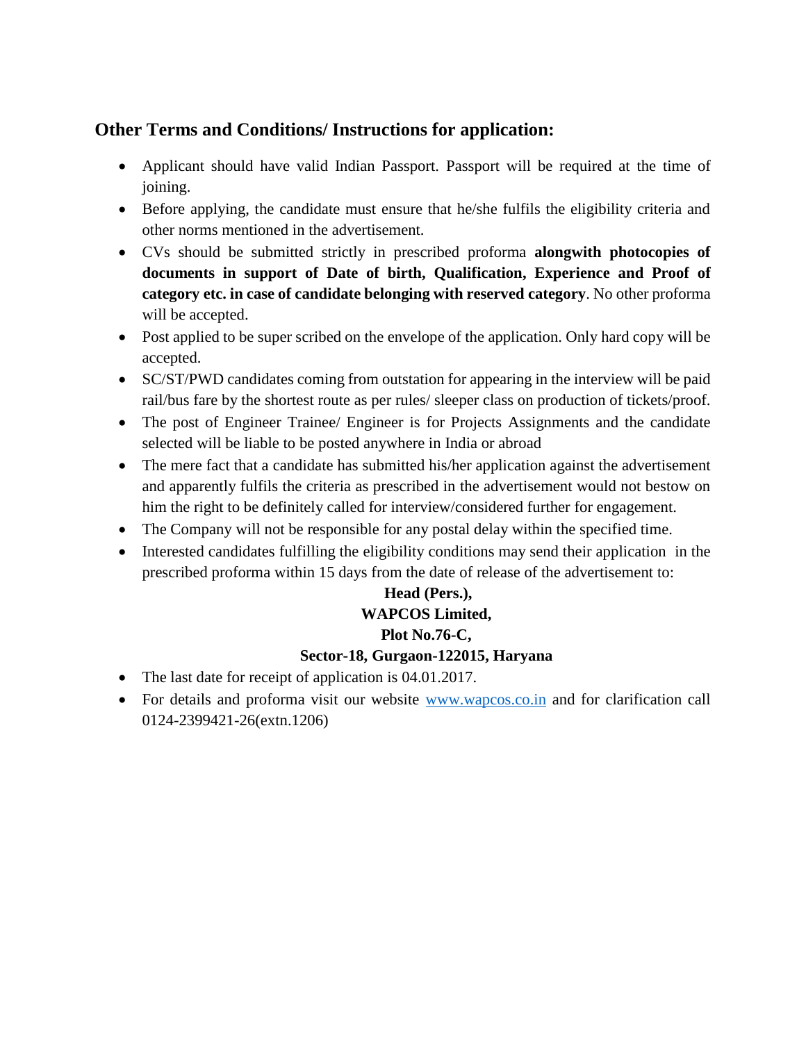## Other Terms and Conditions/ Instructions for application:

- Applicant should have valid Indian Passport. Passport will be required at the time of joining.
- Before applying, the candidate must ensure that he/she fulfils the eligibility criteria and other norms mentioned in the advertisement.
- CVs should be submitted strictly in prescribed proforma **alongwith photocopies of documents in support of Date of birth, Qualification, Experience and Proof of category etc. in case of candidate belonging with reserved category**. No other proforma will be accepted.
- Post applied to be super scribed on the envelope of the application. Only hard copy will be accepted.
- SC/ST/PWD candidates coming from outstation for appearing in the interview will be paid rail/bus fare by the shortest route as per rules/ sleeper class on production of tickets/proof.
- The post of Engineer Trainee/ Engineer is for Projects Assignments and the candidate selected will be liable to be posted anywhere in India or abroad
- The mere fact that a candidate has submitted his/her application against the advertisement and apparently fulfils the criteria as prescribed in the advertisement would not bestow on him the right to be definitely called for interview/considered further for engagement.
- The Company will not be responsible for any postal delay within the specified time.
- Interested candidates fulfilling the eligibility conditions may send their application in the prescribed proforma within 15 days from the date of release of the advertisement to:

  **Head (Pers.),**
  **WAPCOS Limited,**
  **Plot No.76-C,**
  **Sector-18, Gurgaon-122015, Haryana**

- The last date for receipt of application is 04.01.2017.
- For details and proforma visit our website www.wapcos.co.in and for clarification call 0124-2399421-26(extn.1206)